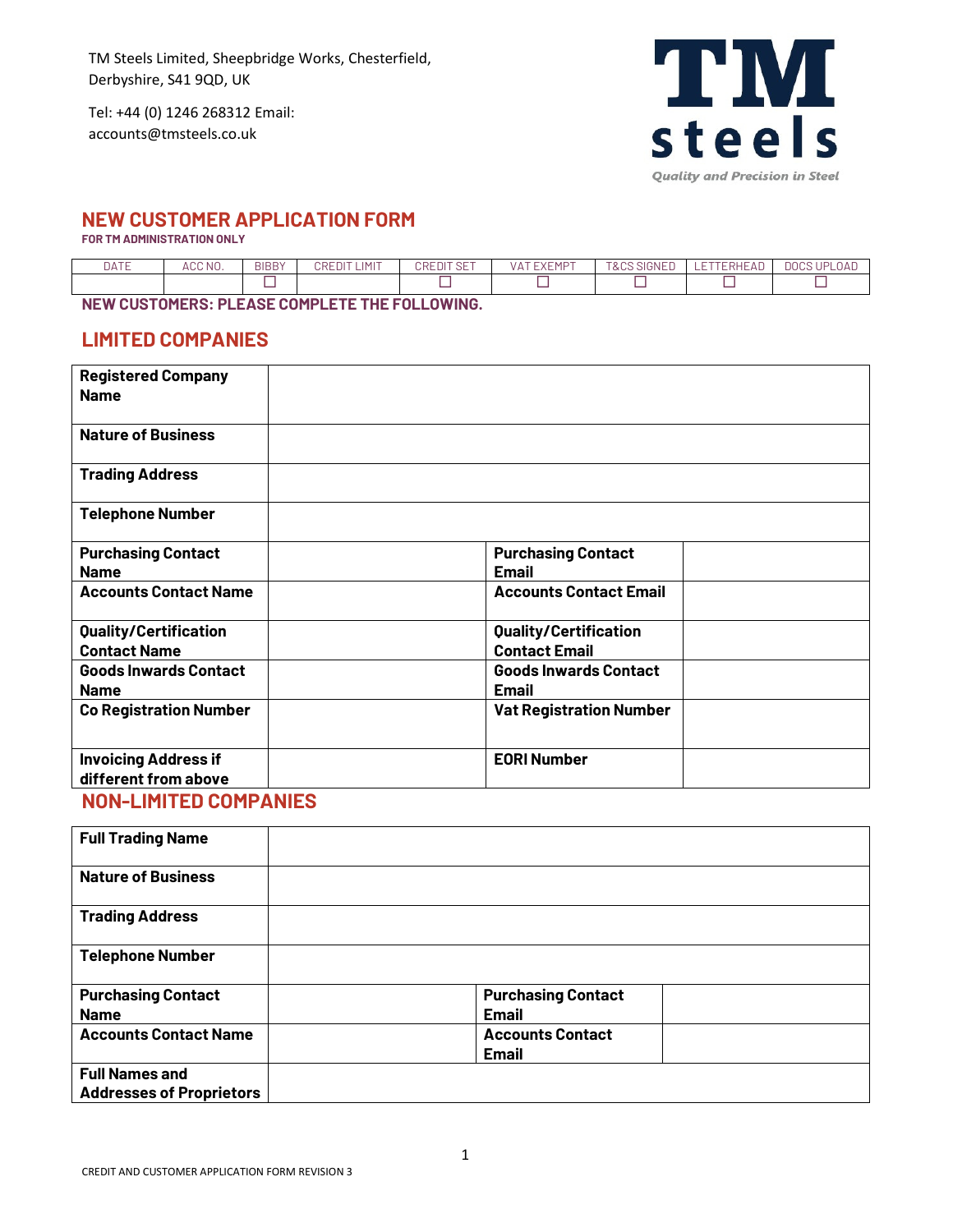TM Steels Limited, Sheepbridge Works, Chesterfield, Derbyshire, S41 9QD, UK

Tel: +44 (0) 1246 268312 Email: accounts@tmsteels.co.uk

**TM steels**
*Quality and Precision in Steel*

# NEW CUSTOMER APPLICATION FORM

**FOR TM ADMINISTRATION ONLY**

| DATE | ACC NO. | BIBBY | CREDIT LIMIT | CREDIT SET | VAT EXEMPT | T&CS SIGNED | LETTERHEAD | DOCS UPLOAD |
|---|---|---|---|---|---|---|---|---|
| | | ☐ | | ☐ | ☐ | ☐ | ☐ | ☐ |

**NEW CUSTOMERS: PLEASE COMPLETE THE FOLLOWING.**

## LIMITED COMPANIES

| **Registered Company Name** | | | |
|---|---|---|---|
| **Nature of Business** | | | |
| **Trading Address** | | | |
| **Telephone Number** | | | |
| **Purchasing Contact Name** | | **Purchasing Contact Email** | |
| **Accounts Contact Name** | | **Accounts Contact Email** | |
| **Quality/Certification Contact Name** | | **Quality/Certification Contact Email** | |
| **Goods Inwards Contact Name** | | **Goods Inwards Contact Email** | |
| **Co Registration Number** | | **Vat Registration Number** | |
| **Invoicing Address if different from above** | | **EORI Number** | |

## NON-LIMITED COMPANIES

| **Full Trading Name** | | | |
|---|---|---|---|
| **Nature of Business** | | | |
| **Trading Address** | | | |
| **Telephone Number** | | | |
| **Purchasing Contact Name** | | **Purchasing Contact Email** | |
| **Accounts Contact Name** | | **Accounts Contact Email** | |
| **Full Names and Addresses of Proprietors** | | | |

CREDIT AND CUSTOMER APPLICATION FORM REVISION 3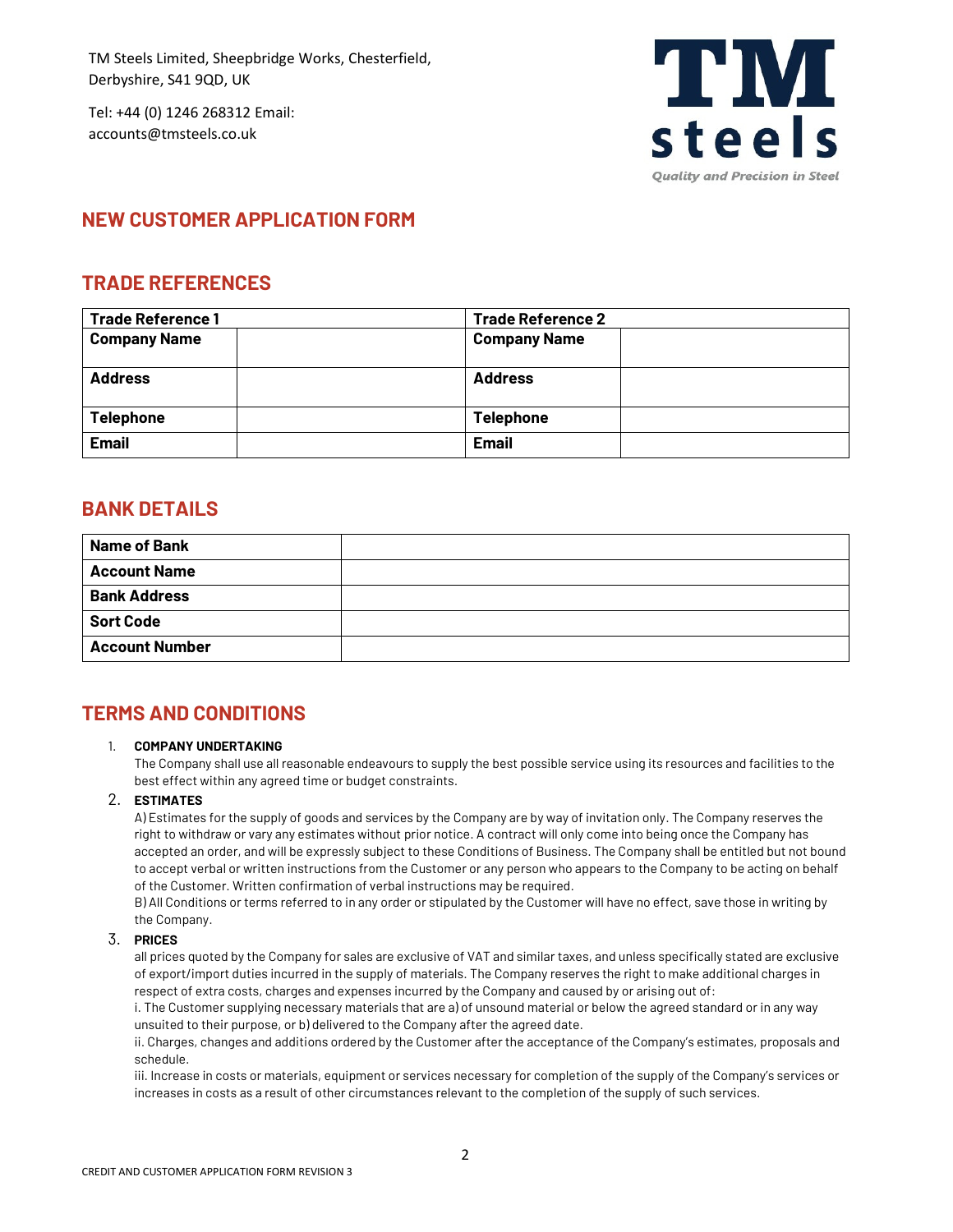TM Steels Limited, Sheepbridge Works, Chesterfield, Derbyshire, S41 9QD, UK

Tel: +44 (0) 1246 268312 Email: accounts@tmsteels.co.uk

TM steels
*Quality and Precision in Steel*

## NEW CUSTOMER APPLICATION FORM

## TRADE REFERENCES

| Trade Reference 1 | | Trade Reference 2 | |
|---|---|---|---|
| **Company Name** | | **Company Name** | |
| **Address** | | **Address** | |
| **Telephone** | | **Telephone** | |
| **Email** | | **Email** | |

## BANK DETAILS

| | |
|---|---|
| **Name of Bank** | |
| **Account Name** | |
| **Bank Address** | |
| **Sort Code** | |
| **Account Number** | |

## TERMS AND CONDITIONS

1. **COMPANY UNDERTAKING**
   The Company shall use all reasonable endeavours to supply the best possible service using its resources and facilities to the best effect within any agreed time or budget constraints.

2. **ESTIMATES**
   A) Estimates for the supply of goods and services by the Company are by way of invitation only. The Company reserves the right to withdraw or vary any estimates without prior notice. A contract will only come into being once the Company has accepted an order, and will be expressly subject to these Conditions of Business. The Company shall be entitled but not bound to accept verbal or written instructions from the Customer or any person who appears to the Company to be acting on behalf of the Customer. Written confirmation of verbal instructions may be required.
   B) All Conditions or terms referred to in any order or stipulated by the Customer will have no effect, save those in writing by the Company.

3. **PRICES**
   all prices quoted by the Company for sales are exclusive of VAT and similar taxes, and unless specifically stated are exclusive of export/import duties incurred in the supply of materials. The Company reserves the right to make additional charges in respect of extra costs, charges and expenses incurred by the Company and caused by or arising out of:
   i. The Customer supplying necessary materials that are a) of unsound material or below the agreed standard or in any way unsuited to their purpose, or b) delivered to the Company after the agreed date.
   ii. Charges, changes and additions ordered by the Customer after the acceptance of the Company's estimates, proposals and schedule.
   iii. Increase in costs or materials, equipment or services necessary for completion of the supply of the Company's services or increases in costs as a result of other circumstances relevant to the completion of the supply of such services.

CREDIT AND CUSTOMER APPLICATION FORM REVISION 3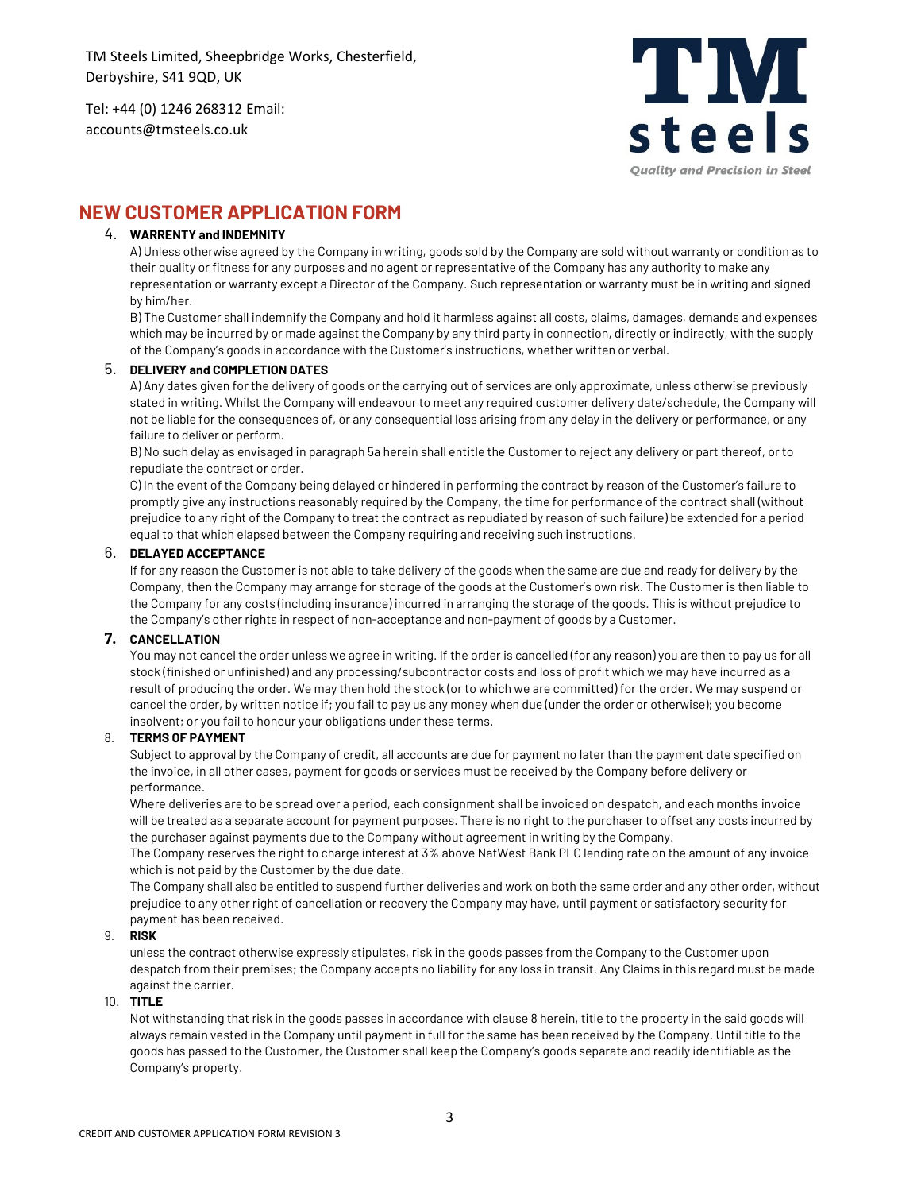TM Steels Limited, Sheepbridge Works, Chesterfield, Derbyshire, S41 9QD, UK

Tel: +44 (0) 1246 268312 Email: accounts@tmsteels.co.uk

# NEW CUSTOMER APPLICATION FORM

4. **WARRENTY and INDEMNITY**

A) Unless otherwise agreed by the Company in writing, goods sold by the Company are sold without warranty or condition as to their quality or fitness for any purposes and no agent or representative of the Company has any authority to make any representation or warranty except a Director of the Company. Such representation or warranty must be in writing and signed by him/her.

B) The Customer shall indemnify the Company and hold it harmless against all costs, claims, damages, demands and expenses which may be incurred by or made against the Company by any third party in connection, directly or indirectly, with the supply of the Company's goods in accordance with the Customer's instructions, whether written or verbal.

5. **DELIVERY and COMPLETION DATES**

A) Any dates given for the delivery of goods or the carrying out of services are only approximate, unless otherwise previously stated in writing. Whilst the Company will endeavour to meet any required customer delivery date/schedule, the Company will not be liable for the consequences of, or any consequential loss arising from any delay in the delivery or performance, or any failure to deliver or perform.

B) No such delay as envisaged in paragraph 5a herein shall entitle the Customer to reject any delivery or part thereof, or to repudiate the contract or order.

C) In the event of the Company being delayed or hindered in performing the contract by reason of the Customer's failure to promptly give any instructions reasonably required by the Company, the time for performance of the contract shall (without prejudice to any right of the Company to treat the contract as repudiated by reason of such failure) be extended for a period equal to that which elapsed between the Company requiring and receiving such instructions.

6. **DELAYED ACCEPTANCE**

If for any reason the Customer is not able to take delivery of the goods when the same are due and ready for delivery by the Company, then the Company may arrange for storage of the goods at the Customer's own risk. The Customer is then liable to the Company for any costs (including insurance) incurred in arranging the storage of the goods. This is without prejudice to the Company's other rights in respect of non-acceptance and non-payment of goods by a Customer.

7. **CANCELLATION**

You may not cancel the order unless we agree in writing. If the order is cancelled (for any reason) you are then to pay us for all stock (finished or unfinished) and any processing/subcontractor costs and loss of profit which we may have incurred as a result of producing the order. We may then hold the stock (or to which we are committed) for the order. We may suspend or cancel the order, by written notice if; you fail to pay us any money when due (under the order or otherwise); you become insolvent; or you fail to honour your obligations under these terms.

8. **TERMS OF PAYMENT**

Subject to approval by the Company of credit, all accounts are due for payment no later than the payment date specified on the invoice, in all other cases, payment for goods or services must be received by the Company before delivery or performance.

Where deliveries are to be spread over a period, each consignment shall be invoiced on despatch, and each months invoice will be treated as a separate account for payment purposes. There is no right to the purchaser to offset any costs incurred by the purchaser against payments due to the Company without agreement in writing by the Company.

The Company reserves the right to charge interest at 3% above NatWest Bank PLC lending rate on the amount of any invoice which is not paid by the Customer by the due date.

The Company shall also be entitled to suspend further deliveries and work on both the same order and any other order, without prejudice to any other right of cancellation or recovery the Company may have, until payment or satisfactory security for payment has been received.

9. **RISK**

unless the contract otherwise expressly stipulates, risk in the goods passes from the Company to the Customer upon despatch from their premises; the Company accepts no liability for any loss in transit. Any Claims in this regard must be made against the carrier.

10. **TITLE**

Not withstanding that risk in the goods passes in accordance with clause 8 herein, title to the property in the said goods will always remain vested in the Company until payment in full for the same has been received by the Company. Until title to the goods has passed to the Customer, the Customer shall keep the Company's goods separate and readily identifiable as the Company's property.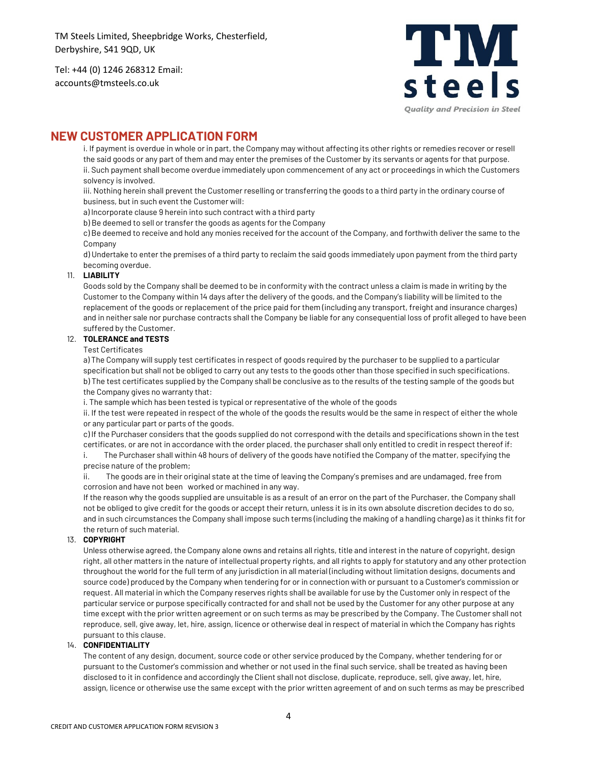TM Steels Limited, Sheepbridge Works, Chesterfield, Derbyshire, S41 9QD, UK

Tel: +44 (0) 1246 268312 Email: accounts@tmsteels.co.uk

## NEW CUSTOMER APPLICATION FORM

i. If payment is overdue in whole or in part, the Company may without affecting its other rights or remedies recover or resell the said goods or any part of them and may enter the premises of the Customer by its servants or agents for that purpose.

ii. Such payment shall become overdue immediately upon commencement of any act or proceedings in which the Customers solvency is involved.

iii. Nothing herein shall prevent the Customer reselling or transferring the goods to a third party in the ordinary course of business, but in such event the Customer will:

a) Incorporate clause 9 herein into such contract with a third party

b) Be deemed to sell or transfer the goods as agents for the Company

c) Be deemed to receive and hold any monies received for the account of the Company, and forthwith deliver the same to the Company

d) Undertake to enter the premises of a third party to reclaim the said goods immediately upon payment from the third party becoming overdue.

11. **LIABILITY**

Goods sold by the Company shall be deemed to be in conformity with the contract unless a claim is made in writing by the Customer to the Company within 14 days after the delivery of the goods, and the Company's liability will be limited to the replacement of the goods or replacement of the price paid for them (including any transport, freight and insurance charges) and in neither sale nor purchase contracts shall the Company be liable for any consequential loss of profit alleged to have been suffered by the Customer.

12. **TOLERANCE and TESTS**

Test Certificates

a) The Company will supply test certificates in respect of goods required by the purchaser to be supplied to a particular specification but shall not be obliged to carry out any tests to the goods other than those specified in such specifications.

b) The test certificates supplied by the Company shall be conclusive as to the results of the testing sample of the goods but the Company gives no warranty that:

i. The sample which has been tested is typical or representative of the whole of the goods

ii. If the test were repeated in respect of the whole of the goods the results would be the same in respect of either the whole or any particular part or parts of the goods.

c) If the Purchaser considers that the goods supplied do not correspond with the details and specifications shown in the test certificates, or are not in accordance with the order placed, the purchaser shall only entitled to credit in respect thereof if:

i. The Purchaser shall within 48 hours of delivery of the goods have notified the Company of the matter, specifying the precise nature of the problem;

ii. The goods are in their original state at the time of leaving the Company's premises and are undamaged, free from corrosion and have not been worked or machined in any way.

If the reason why the goods supplied are unsuitable is as a result of an error on the part of the Purchaser, the Company shall not be obliged to give credit for the goods or accept their return, unless it is in its own absolute discretion decides to do so, and in such circumstances the Company shall impose such terms (including the making of a handling charge) as it thinks fit for the return of such material.

13. **COPYRIGHT**

Unless otherwise agreed, the Company alone owns and retains all rights, title and interest in the nature of copyright, design right, all other matters in the nature of intellectual property rights, and all rights to apply for statutory and any other protection throughout the world for the full term of any jurisdiction in all material (including without limitation designs, documents and source code) produced by the Company when tendering for or in connection with or pursuant to a Customer's commission or request. All material in which the Company reserves rights shall be available for use by the Customer only in respect of the particular service or purpose specifically contracted for and shall not be used by the Customer for any other purpose at any time except with the prior written agreement or on such terms as may be prescribed by the Company. The Customer shall not reproduce, sell, give away, let, hire, assign, licence or otherwise deal in respect of material in which the Company has rights pursuant to this clause.

14. **CONFIDENTIALITY**

The content of any design, document, source code or other service produced by the Company, whether tendering for or pursuant to the Customer's commission and whether or not used in the final such service, shall be treated as having been disclosed to it in confidence and accordingly the Client shall not disclose, duplicate, reproduce, sell, give away, let, hire, assign, licence or otherwise use the same except with the prior written agreement of and on such terms as may be prescribed

CREDIT AND CUSTOMER APPLICATION FORM REVISION 3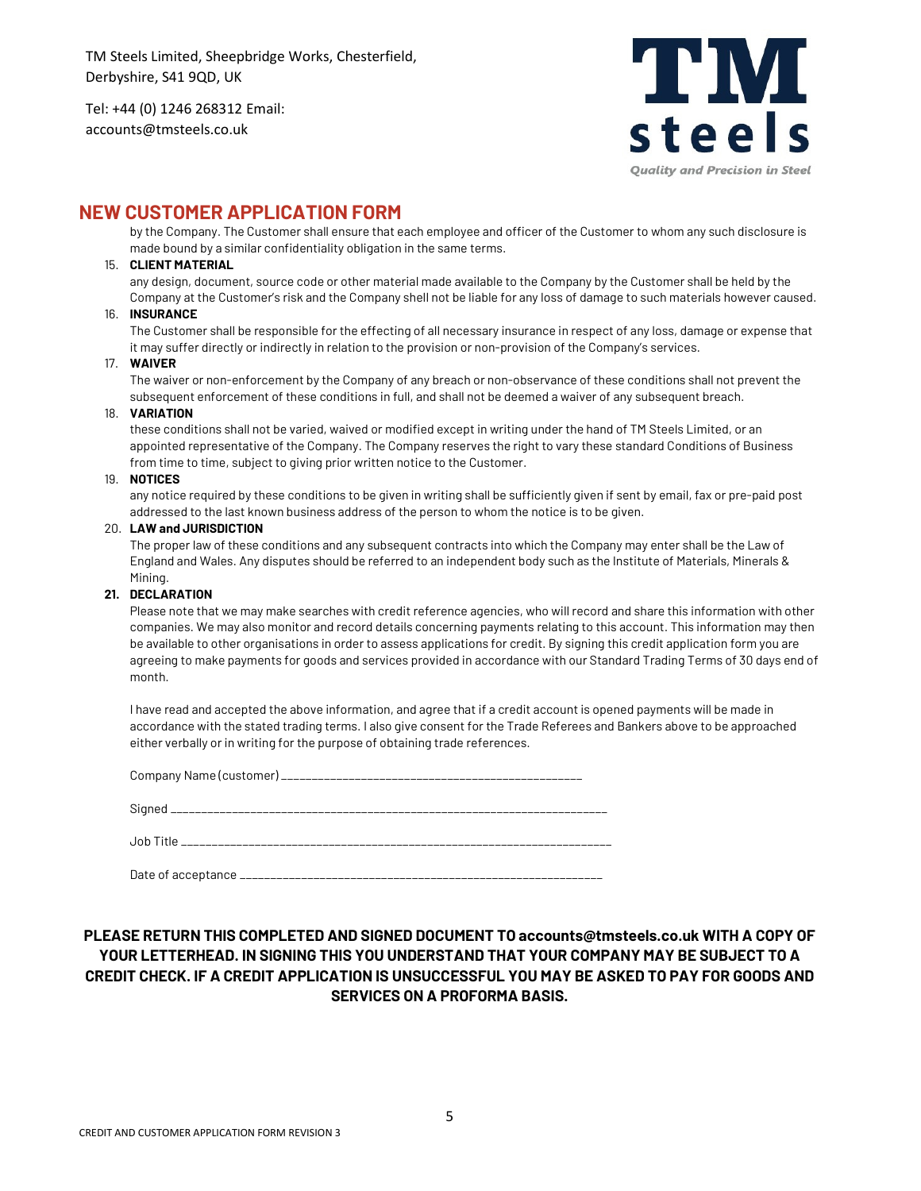TM Steels Limited, Sheepbridge Works, Chesterfield, Derbyshire, S41 9QD, UK

Tel: +44 (0) 1246 268312 Email: accounts@tmsteels.co.uk

TM steels
*Quality and Precision in Steel*

## NEW CUSTOMER APPLICATION FORM

by the Company. The Customer shall ensure that each employee and officer of the Customer to whom any such disclosure is made bound by a similar confidentiality obligation in the same terms.

15. **CLIENT MATERIAL**

    any design, document, source code or other material made available to the Company by the Customer shall be held by the Company at the Customer's risk and the Company shell not be liable for any loss of damage to such materials however caused.

16. **INSURANCE**

    The Customer shall be responsible for the effecting of all necessary insurance in respect of any loss, damage or expense that it may suffer directly or indirectly in relation to the provision or non-provision of the Company's services.

17. **WAIVER**

    The waiver or non-enforcement by the Company of any breach or non-observance of these conditions shall not prevent the subsequent enforcement of these conditions in full, and shall not be deemed a waiver of any subsequent breach.

18. **VARIATION**

    these conditions shall not be varied, waived or modified except in writing under the hand of TM Steels Limited, or an appointed representative of the Company. The Company reserves the right to vary these standard Conditions of Business from time to time, subject to giving prior written notice to the Customer.

19. **NOTICES**

    any notice required by these conditions to be given in writing shall be sufficiently given if sent by email, fax or pre-paid post addressed to the last known business address of the person to whom the notice is to be given.

20. **LAW and JURISDICTION**

    The proper law of these conditions and any subsequent contracts into which the Company may enter shall be the Law of England and Wales. Any disputes should be referred to an independent body such as the Institute of Materials, Minerals & Mining.

21. **DECLARATION**

    Please note that we may make searches with credit reference agencies, who will record and share this information with other companies. We may also monitor and record details concerning payments relating to this account. This information may then be available to other organisations in order to assess applications for credit. By signing this credit application form you are agreeing to make payments for goods and services provided in accordance with our Standard Trading Terms of 30 days end of month.

    I have read and accepted the above information, and agree that if a credit account is opened payments will be made in accordance with the stated trading terms. I also give consent for the Trade Referees and Bankers above to be approached either verbally or in writing for the purpose of obtaining trade references.

    Company Name (customer) ________________________________________________

    Signed ____________________________________________________________________

    Job Title ___________________________________________________________________

    Date of acceptance ____________________________________________________________

**PLEASE RETURN THIS COMPLETED AND SIGNED DOCUMENT TO accounts@tmsteels.co.uk WITH A COPY OF YOUR LETTERHEAD. IN SIGNING THIS YOU UNDERSTAND THAT YOUR COMPANY MAY BE SUBJECT TO A CREDIT CHECK. IF A CREDIT APPLICATION IS UNSUCCESSFUL YOU MAY BE ASKED TO PAY FOR GOODS AND SERVICES ON A PROFORMA BASIS.**